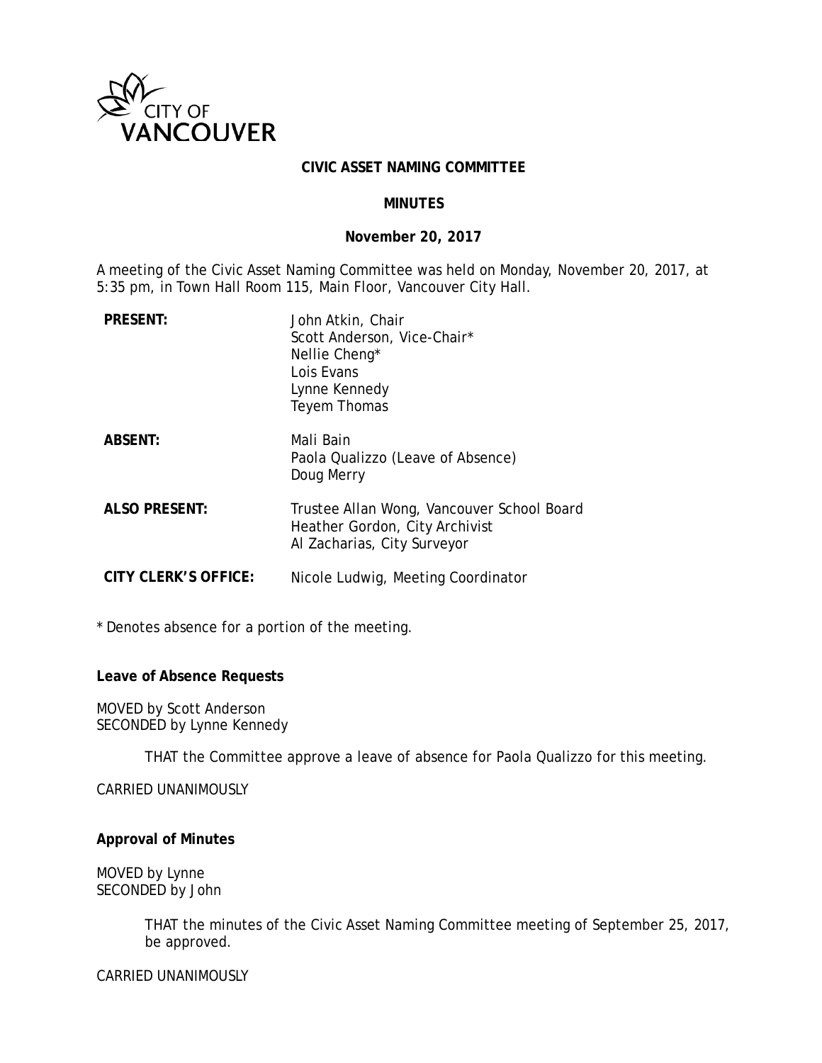CITY OF VANCOUVER

# CIVIC ASSET NAMING COMMITTEE

## MINUTES

### November 20, 2017

A meeting of the Civic Asset Naming Committee was held on Monday, November 20, 2017, at 5:35 pm, in Town Hall Room 115, Main Floor, Vancouver City Hall.

| | |
|---|---|
| **PRESENT:** | John Atkin, Chair<br>Scott Anderson, Vice-Chair*<br>Nellie Cheng*<br>Lois Evans<br>Lynne Kennedy<br>Teyem Thomas |
| **ABSENT:** | Mali Bain<br>Paola Qualizzo (Leave of Absence)<br>Doug Merry |
| **ALSO PRESENT:** | Trustee Allan Wong, Vancouver School Board<br>Heather Gordon, City Archivist<br>Al Zacharias, City Surveyor |
| **CITY CLERK'S OFFICE:** | Nicole Ludwig, Meeting Coordinator |

\* Denotes absence for a portion of the meeting.

**Leave of Absence Requests**

MOVED by Scott Anderson
SECONDED by Lynne Kennedy

> THAT the Committee approve a leave of absence for Paola Qualizzo for this meeting.

CARRIED UNANIMOUSLY

**Approval of Minutes**

MOVED by Lynne
SECONDED by John

> THAT the minutes of the Civic Asset Naming Committee meeting of September 25, 2017, be approved.

CARRIED UNANIMOUSLY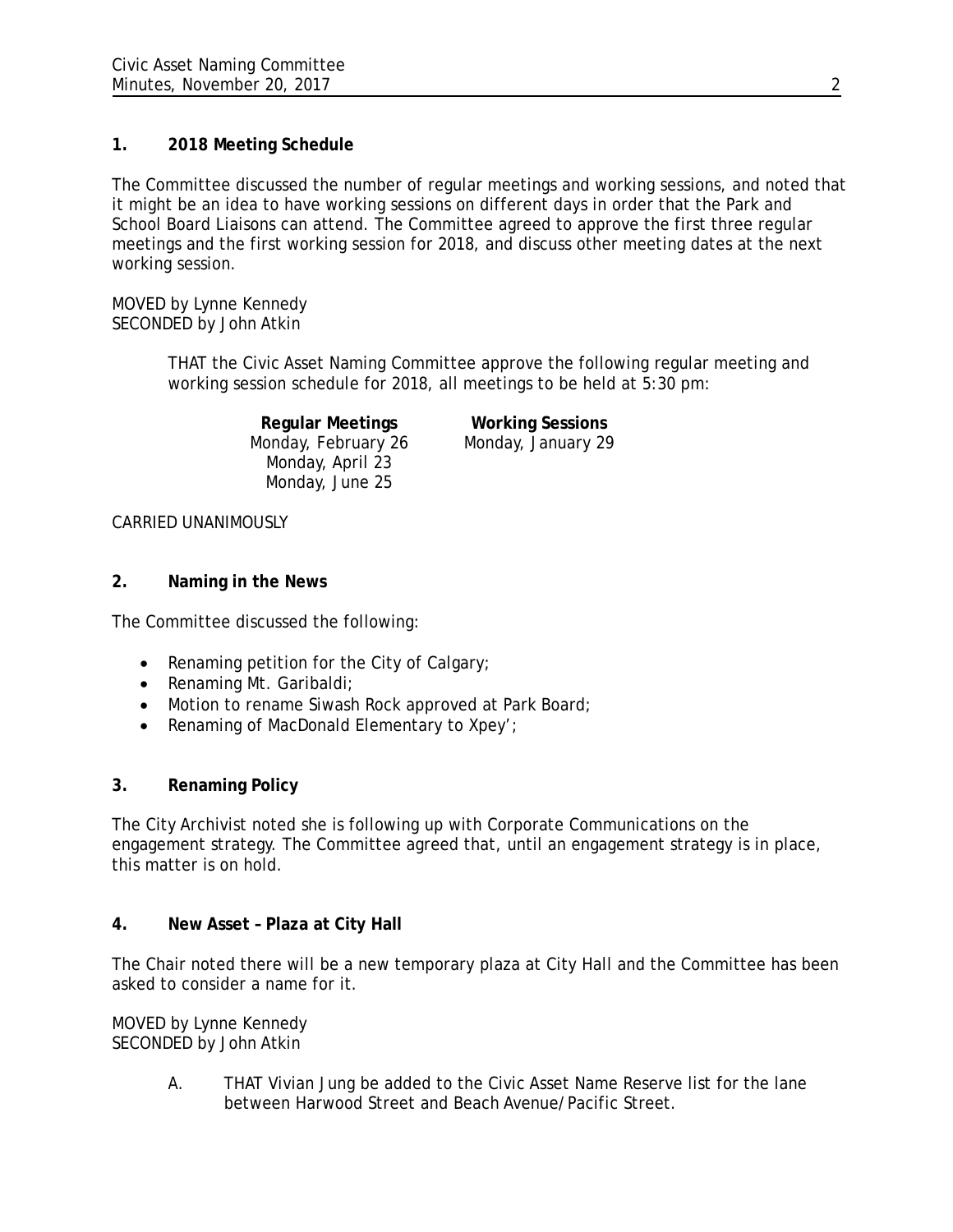**1. 2018 Meeting Schedule**

The Committee discussed the number of regular meetings and working sessions, and noted that it might be an idea to have working sessions on different days in order that the Park and School Board Liaisons can attend. The Committee agreed to approve the first three regular meetings and the first working session for 2018, and discuss other meeting dates at the next working session.

MOVED by Lynne Kennedy
SECONDED by John Atkin

> THAT the Civic Asset Naming Committee approve the following regular meeting and working session schedule for 2018, all meetings to be held at 5:30 pm:

| **Regular Meetings** | **Working Sessions** |
| --- | --- |
| Monday, February 26 | Monday, January 29 |
| Monday, April 23 | |
| Monday, June 25 | |

CARRIED UNANIMOUSLY

**2. Naming in the News**

The Committee discussed the following:

- Renaming petition for the City of Calgary;
- Renaming Mt. Garibaldi;
- Motion to rename Siwash Rock approved at Park Board;
- Renaming of MacDonald Elementary to Xpey';

**3. Renaming Policy**

The City Archivist noted she is following up with Corporate Communications on the engagement strategy. The Committee agreed that, until an engagement strategy is in place, this matter is on hold.

**4. New Asset – Plaza at City Hall**

The Chair noted there will be a new temporary plaza at City Hall and the Committee has been asked to consider a name for it.

MOVED by Lynne Kennedy
SECONDED by John Atkin

> A. THAT Vivian Jung be added to the Civic Asset Name Reserve list for the lane between Harwood Street and Beach Avenue/Pacific Street.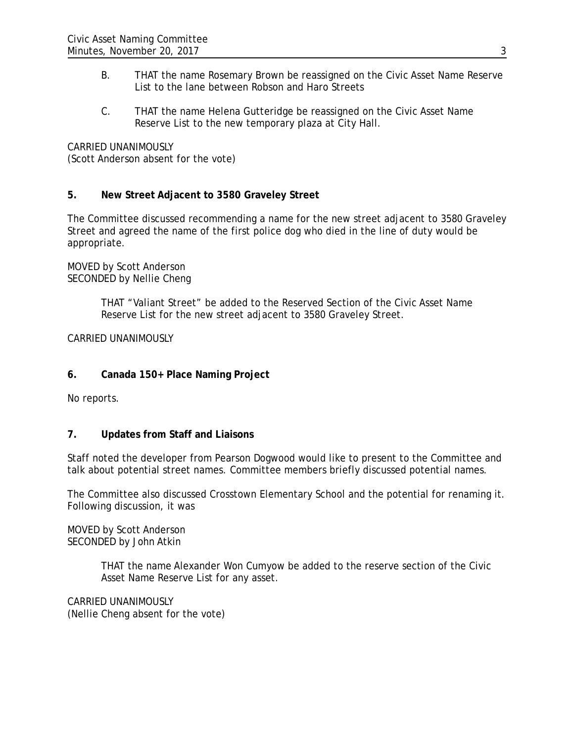B. THAT the name Rosemary Brown be reassigned on the Civic Asset Name Reserve List to the lane between Robson and Haro Streets

C. THAT the name Helena Gutteridge be reassigned on the Civic Asset Name Reserve List to the new temporary plaza at City Hall.

CARRIED UNANIMOUSLY
(Scott Anderson absent for the vote)

**5. New Street Adjacent to 3580 Graveley Street**

The Committee discussed recommending a name for the new street adjacent to 3580 Graveley Street and agreed the name of the first police dog who died in the line of duty would be appropriate.

MOVED by Scott Anderson
SECONDED by Nellie Cheng

> THAT "Valiant Street" be added to the Reserved Section of the Civic Asset Name Reserve List for the new street adjacent to 3580 Graveley Street.

CARRIED UNANIMOUSLY

**6. Canada 150+ Place Naming Project**

No reports.

**7. Updates from Staff and Liaisons**

Staff noted the developer from Pearson Dogwood would like to present to the Committee and talk about potential street names. Committee members briefly discussed potential names.

The Committee also discussed Crosstown Elementary School and the potential for renaming it. Following discussion, it was

MOVED by Scott Anderson
SECONDED by John Atkin

> THAT the name Alexander Won Cumyow be added to the reserve section of the Civic Asset Name Reserve List for any asset.

CARRIED UNANIMOUSLY
(Nellie Cheng absent for the vote)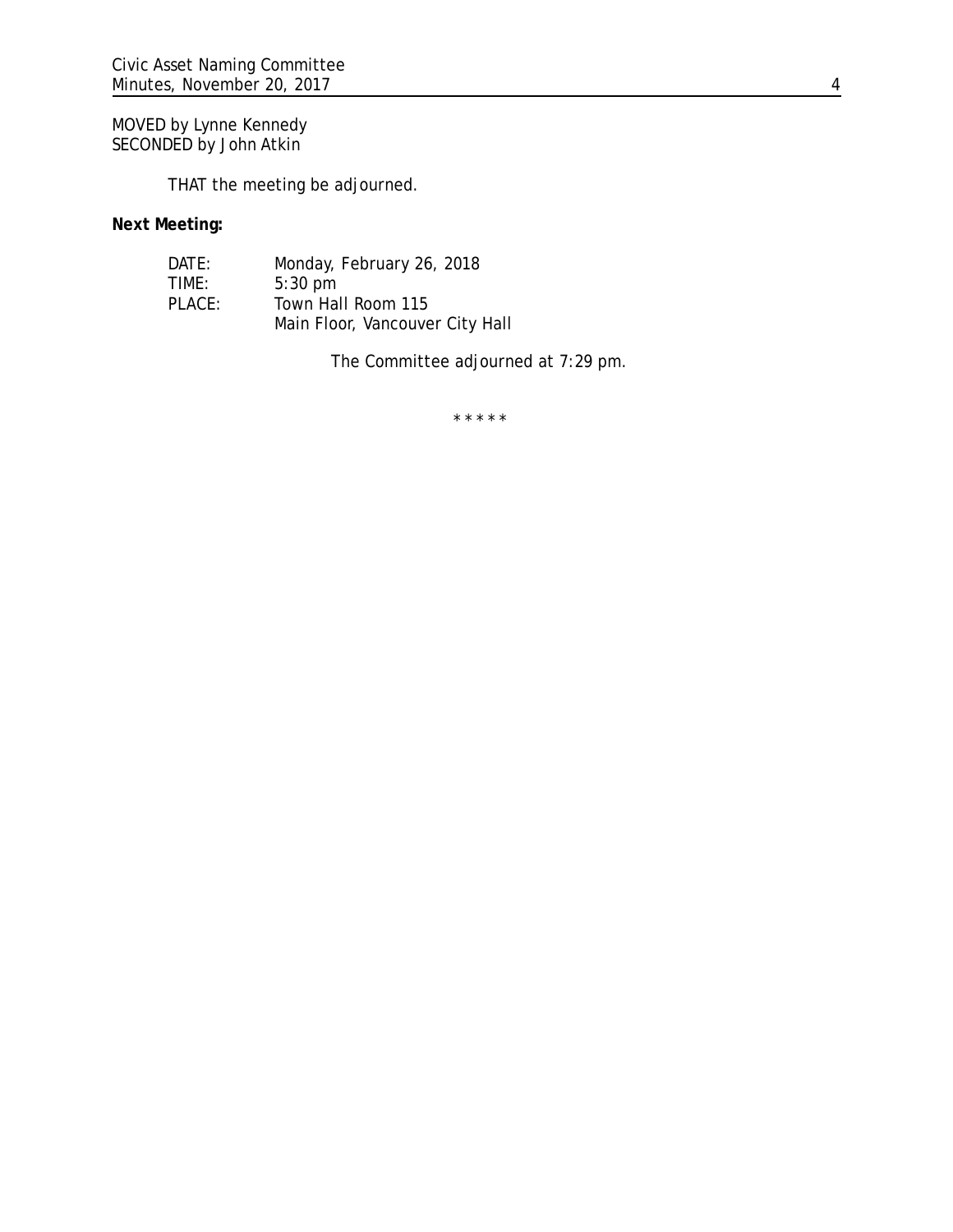MOVED by Lynne Kennedy
SECONDED by John Atkin

THAT the meeting be adjourned.

**Next Meeting:**

| | |
|---|---|
| DATE: | Monday, February 26, 2018 |
| TIME: | 5:30 pm |
| PLACE: | Town Hall Room 115<br>Main Floor, Vancouver City Hall |

The Committee adjourned at 7:29 pm.

\* \* \* \* \*